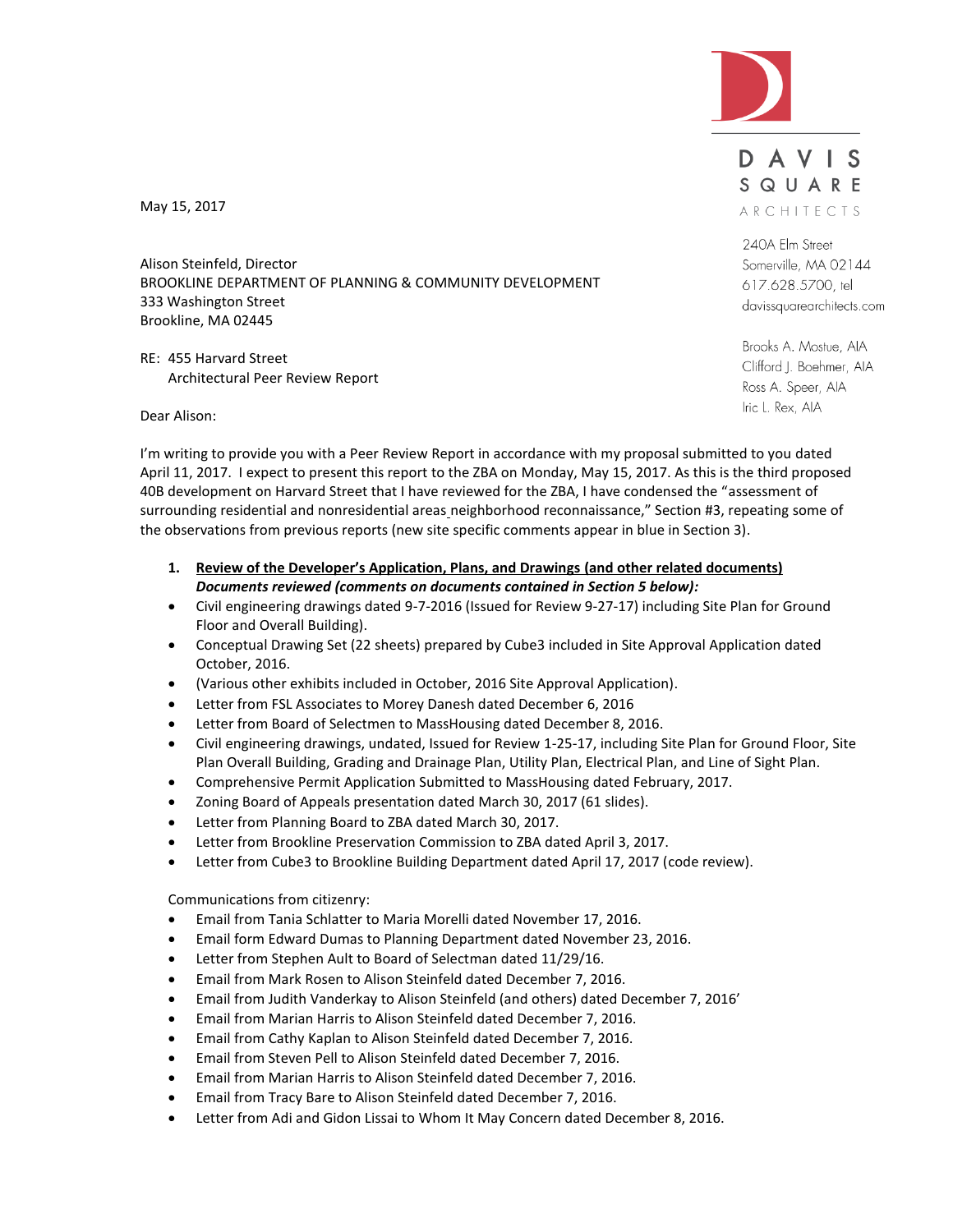DAVIS SQUARE ARCHITECTS

240A Elm Street
Somerville, MA 02144
617.628.5700, tel
davissquarearchitects.com

Brooks A. Mostue, AIA
Clifford J. Boehmer, AIA
Ross A. Speer, AIA
Iric L. Rex, AIA

May 15, 2017

Alison Steinfeld, Director
BROOKLINE DEPARTMENT OF PLANNING & COMMUNITY DEVELOPMENT
333 Washington Street
Brookline, MA 02445

RE: 455 Harvard Street
Architectural Peer Review Report

Dear Alison:

I'm writing to provide you with a Peer Review Report in accordance with my proposal submitted to you dated April 11, 2017. I expect to present this report to the ZBA on Monday, May 15, 2017. As this is the third proposed 40B development on Harvard Street that I have reviewed for the ZBA, I have condensed the "assessment of surrounding residential and nonresidential areas neighborhood reconnaissance," Section #3, repeating some of the observations from previous reports (new site specific comments appear in blue in Section 3).

1. **Review of the Developer's Application, Plans, and Drawings (and other related documents)**
   ***Documents reviewed (comments on documents contained in Section 5 below):***

- Civil engineering drawings dated 9-7-2016 (Issued for Review 9-27-17) including Site Plan for Ground Floor and Overall Building).
- Conceptual Drawing Set (22 sheets) prepared by Cube3 included in Site Approval Application dated October, 2016.
- (Various other exhibits included in October, 2016 Site Approval Application).
- Letter from FSL Associates to Morey Danesh dated December 6, 2016
- Letter from Board of Selectmen to MassHousing dated December 8, 2016.
- Civil engineering drawings, undated, Issued for Review 1-25-17, including Site Plan for Ground Floor, Site Plan Overall Building, Grading and Drainage Plan, Utility Plan, Electrical Plan, and Line of Sight Plan.
- Comprehensive Permit Application Submitted to MassHousing dated February, 2017.
- Zoning Board of Appeals presentation dated March 30, 2017 (61 slides).
- Letter from Planning Board to ZBA dated March 30, 2017.
- Letter from Brookline Preservation Commission to ZBA dated April 3, 2017.
- Letter from Cube3 to Brookline Building Department dated April 17, 2017 (code review).

Communications from citizenry:

- Email from Tania Schlatter to Maria Morelli dated November 17, 2016.
- Email form Edward Dumas to Planning Department dated November 23, 2016.
- Letter from Stephen Ault to Board of Selectman dated 11/29/16.
- Email from Mark Rosen to Alison Steinfeld dated December 7, 2016.
- Email from Judith Vanderkay to Alison Steinfeld (and others) dated December 7, 2016'
- Email from Marian Harris to Alison Steinfeld dated December 7, 2016.
- Email from Cathy Kaplan to Alison Steinfeld dated December 7, 2016.
- Email from Steven Pell to Alison Steinfeld dated December 7, 2016.
- Email from Marian Harris to Alison Steinfeld dated December 7, 2016.
- Email from Tracy Bare to Alison Steinfeld dated December 7, 2016.
- Letter from Adi and Gidon Lissai to Whom It May Concern dated December 8, 2016.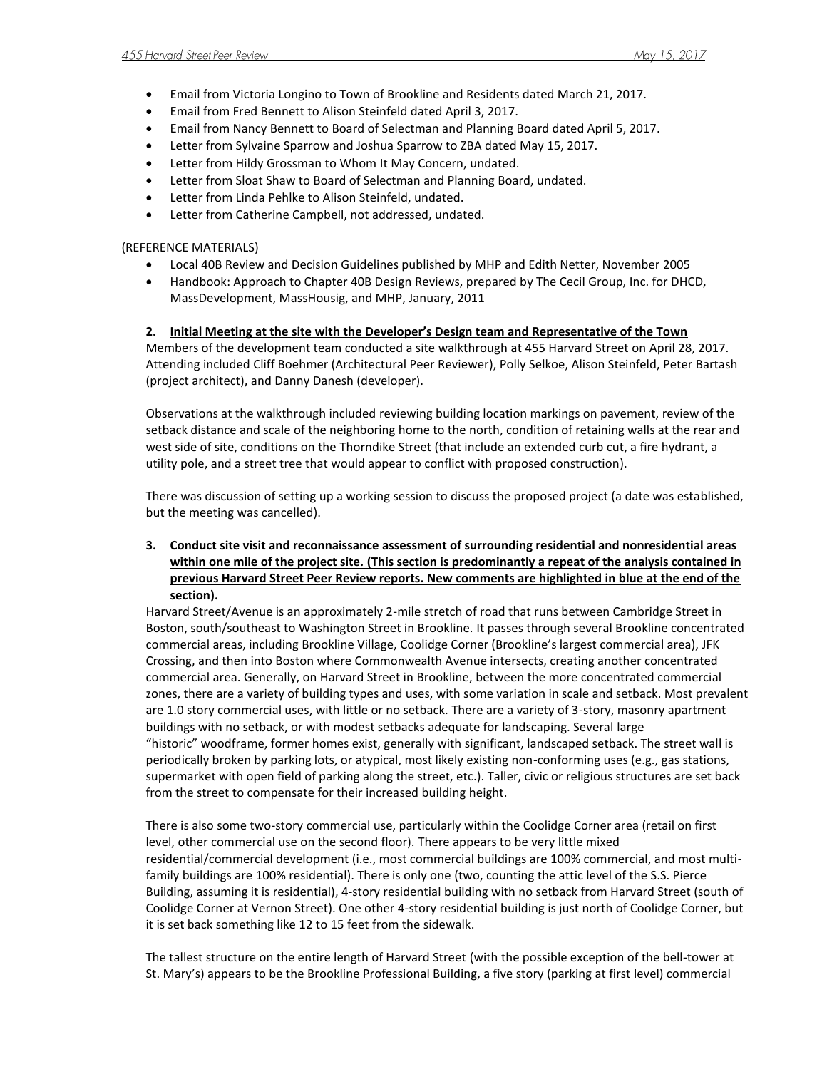- Email from Victoria Longino to Town of Brookline and Residents dated March 21, 2017.
- Email from Fred Bennett to Alison Steinfeld dated April 3, 2017.
- Email from Nancy Bennett to Board of Selectman and Planning Board dated April 5, 2017.
- Letter from Sylvaine Sparrow and Joshua Sparrow to ZBA dated May 15, 2017.
- Letter from Hildy Grossman to Whom It May Concern, undated.
- Letter from Sloat Shaw to Board of Selectman and Planning Board, undated.
- Letter from Linda Pehlke to Alison Steinfeld, undated.
- Letter from Catherine Campbell, not addressed, undated.

(REFERENCE MATERIALS)

- Local 40B Review and Decision Guidelines published by MHP and Edith Netter, November 2005
- Handbook: Approach to Chapter 40B Design Reviews, prepared by The Cecil Group, Inc. for DHCD, MassDevelopment, MassHousig, and MHP, January, 2011

**2. Initial Meeting at the site with the Developer's Design team and Representative of the Town**

Members of the development team conducted a site walkthrough at 455 Harvard Street on April 28, 2017. Attending included Cliff Boehmer (Architectural Peer Reviewer), Polly Selkoe, Alison Steinfeld, Peter Bartash (project architect), and Danny Danesh (developer).

Observations at the walkthrough included reviewing building location markings on pavement, review of the setback distance and scale of the neighboring home to the north, condition of retaining walls at the rear and west side of site, conditions on the Thorndike Street (that include an extended curb cut, a fire hydrant, a utility pole, and a street tree that would appear to conflict with proposed construction).

There was discussion of setting up a working session to discuss the proposed project (a date was established, but the meeting was cancelled).

**3. Conduct site visit and reconnaissance assessment of surrounding residential and nonresidential areas within one mile of the project site. (This section is predominantly a repeat of the analysis contained in previous Harvard Street Peer Review reports. New comments are highlighted in blue at the end of the section).**

Harvard Street/Avenue is an approximately 2-mile stretch of road that runs between Cambridge Street in Boston, south/southeast to Washington Street in Brookline. It passes through several Brookline concentrated commercial areas, including Brookline Village, Coolidge Corner (Brookline's largest commercial area), JFK Crossing, and then into Boston where Commonwealth Avenue intersects, creating another concentrated commercial area. Generally, on Harvard Street in Brookline, between the more concentrated commercial zones, there are a variety of building types and uses, with some variation in scale and setback. Most prevalent are 1.0 story commercial uses, with little or no setback. There are a variety of 3-story, masonry apartment buildings with no setback, or with modest setbacks adequate for landscaping. Several large "historic" woodframe, former homes exist, generally with significant, landscaped setback. The street wall is periodically broken by parking lots, or atypical, most likely existing non-conforming uses (e.g., gas stations, supermarket with open field of parking along the street, etc.). Taller, civic or religious structures are set back from the street to compensate for their increased building height.

There is also some two-story commercial use, particularly within the Coolidge Corner area (retail on first level, other commercial use on the second floor). There appears to be very little mixed residential/commercial development (i.e., most commercial buildings are 100% commercial, and most multi-family buildings are 100% residential). There is only one (two, counting the attic level of the S.S. Pierce Building, assuming it is residential), 4-story residential building with no setback from Harvard Street (south of Coolidge Corner at Vernon Street). One other 4-story residential building is just north of Coolidge Corner, but it is set back something like 12 to 15 feet from the sidewalk.

The tallest structure on the entire length of Harvard Street (with the possible exception of the bell-tower at St. Mary's) appears to be the Brookline Professional Building, a five story (parking at first level) commercial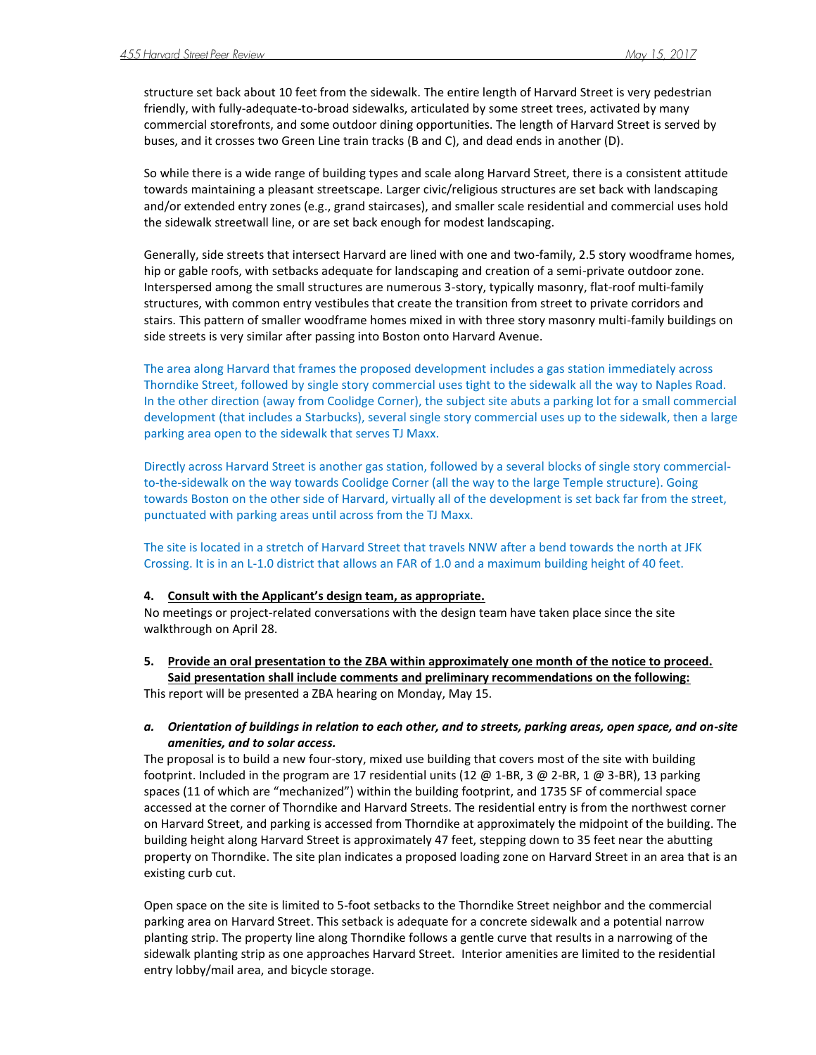structure set back about 10 feet from the sidewalk. The entire length of Harvard Street is very pedestrian friendly, with fully-adequate-to-broad sidewalks, articulated by some street trees, activated by many commercial storefronts, and some outdoor dining opportunities. The length of Harvard Street is served by buses, and it crosses two Green Line train tracks (B and C), and dead ends in another (D).

So while there is a wide range of building types and scale along Harvard Street, there is a consistent attitude towards maintaining a pleasant streetscape. Larger civic/religious structures are set back with landscaping and/or extended entry zones (e.g., grand staircases), and smaller scale residential and commercial uses hold the sidewalk streetwall line, or are set back enough for modest landscaping.

Generally, side streets that intersect Harvard are lined with one and two-family, 2.5 story woodframe homes, hip or gable roofs, with setbacks adequate for landscaping and creation of a semi-private outdoor zone. Interspersed among the small structures are numerous 3-story, typically masonry, flat-roof multi-family structures, with common entry vestibules that create the transition from street to private corridors and stairs. This pattern of smaller woodframe homes mixed in with three story masonry multi-family buildings on side streets is very similar after passing into Boston onto Harvard Avenue.

The area along Harvard that frames the proposed development includes a gas station immediately across Thorndike Street, followed by single story commercial uses tight to the sidewalk all the way to Naples Road. In the other direction (away from Coolidge Corner), the subject site abuts a parking lot for a small commercial development (that includes a Starbucks), several single story commercial uses up to the sidewalk, then a large parking area open to the sidewalk that serves TJ Maxx.

Directly across Harvard Street is another gas station, followed by a several blocks of single story commercial-to-the-sidewalk on the way towards Coolidge Corner (all the way to the large Temple structure). Going towards Boston on the other side of Harvard, virtually all of the development is set back far from the street, punctuated with parking areas until across from the TJ Maxx.

The site is located in a stretch of Harvard Street that travels NNW after a bend towards the north at JFK Crossing. It is in an L-1.0 district that allows an FAR of 1.0 and a maximum building height of 40 feet.

**4. Consult with the Applicant's design team, as appropriate.**

No meetings or project-related conversations with the design team have taken place since the site walkthrough on April 28.

**5. Provide an oral presentation to the ZBA within approximately one month of the notice to proceed. Said presentation shall include comments and preliminary recommendations on the following:**

This report will be presented a ZBA hearing on Monday, May 15.

***a. Orientation of buildings in relation to each other, and to streets, parking areas, open space, and on-site amenities, and to solar access.***

The proposal is to build a new four-story, mixed use building that covers most of the site with building footprint. Included in the program are 17 residential units (12 @ 1-BR, 3 @ 2-BR, 1 @ 3-BR), 13 parking spaces (11 of which are "mechanized") within the building footprint, and 1735 SF of commercial space accessed at the corner of Thorndike and Harvard Streets. The residential entry is from the northwest corner on Harvard Street, and parking is accessed from Thorndike at approximately the midpoint of the building. The building height along Harvard Street is approximately 47 feet, stepping down to 35 feet near the abutting property on Thorndike. The site plan indicates a proposed loading zone on Harvard Street in an area that is an existing curb cut.

Open space on the site is limited to 5-foot setbacks to the Thorndike Street neighbor and the commercial parking area on Harvard Street. This setback is adequate for a concrete sidewalk and a potential narrow planting strip. The property line along Thorndike follows a gentle curve that results in a narrowing of the sidewalk planting strip as one approaches Harvard Street. Interior amenities are limited to the residential entry lobby/mail area, and bicycle storage.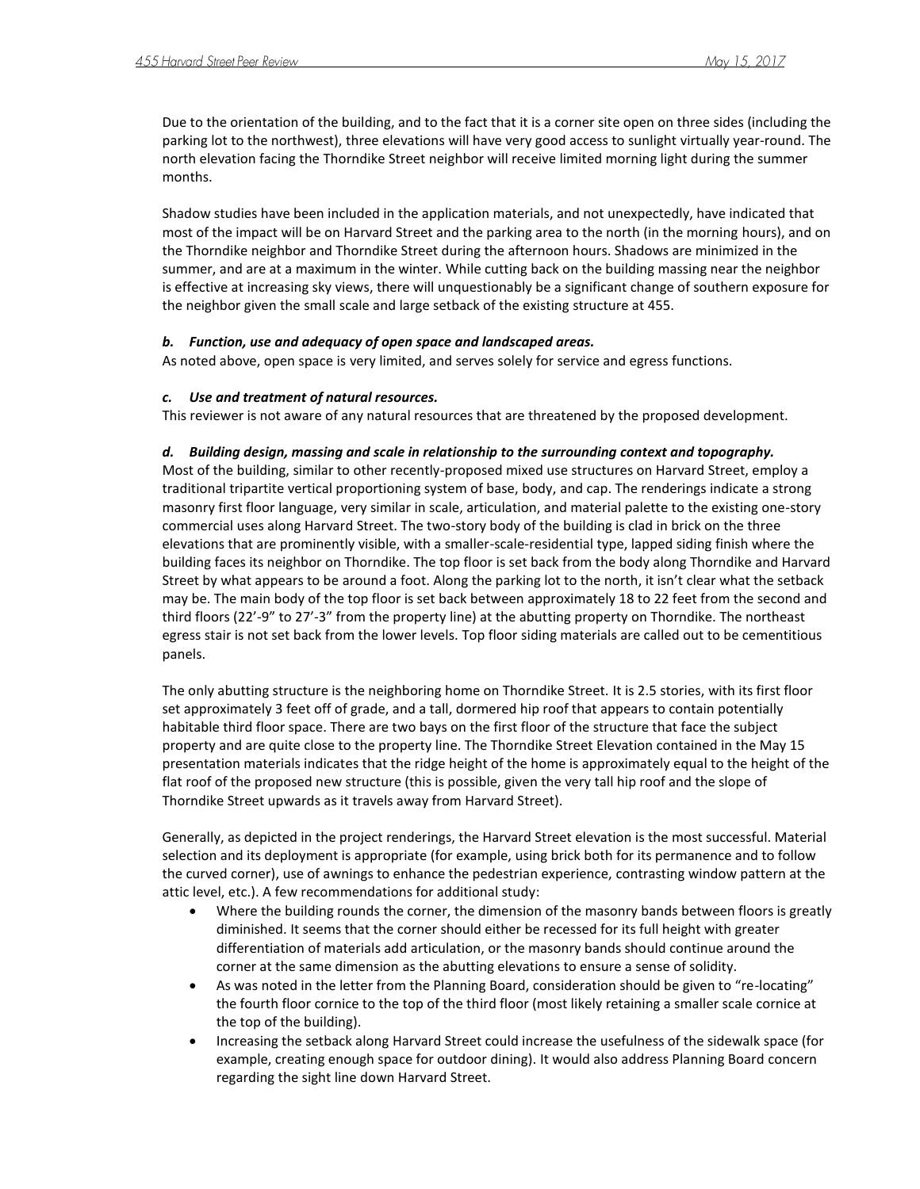Due to the orientation of the building, and to the fact that it is a corner site open on three sides (including the parking lot to the northwest), three elevations will have very good access to sunlight virtually year-round. The north elevation facing the Thorndike Street neighbor will receive limited morning light during the summer months.

Shadow studies have been included in the application materials, and not unexpectedly, have indicated that most of the impact will be on Harvard Street and the parking area to the north (in the morning hours), and on the Thorndike neighbor and Thorndike Street during the afternoon hours. Shadows are minimized in the summer, and are at a maximum in the winter. While cutting back on the building massing near the neighbor is effective at increasing sky views, there will unquestionably be a significant change of southern exposure for the neighbor given the small scale and large setback of the existing structure at 455.

***b. Function, use and adequacy of open space and landscaped areas.***

As noted above, open space is very limited, and serves solely for service and egress functions.

***c. Use and treatment of natural resources.***

This reviewer is not aware of any natural resources that are threatened by the proposed development.

***d. Building design, massing and scale in relationship to the surrounding context and topography.***

Most of the building, similar to other recently-proposed mixed use structures on Harvard Street, employ a traditional tripartite vertical proportioning system of base, body, and cap. The renderings indicate a strong masonry first floor language, very similar in scale, articulation, and material palette to the existing one-story commercial uses along Harvard Street. The two-story body of the building is clad in brick on the three elevations that are prominently visible, with a smaller-scale-residential type, lapped siding finish where the building faces its neighbor on Thorndike. The top floor is set back from the body along Thorndike and Harvard Street by what appears to be around a foot. Along the parking lot to the north, it isn't clear what the setback may be. The main body of the top floor is set back between approximately 18 to 22 feet from the second and third floors (22'-9" to 27'-3" from the property line) at the abutting property on Thorndike. The northeast egress stair is not set back from the lower levels. Top floor siding materials are called out to be cementitious panels.

The only abutting structure is the neighboring home on Thorndike Street. It is 2.5 stories, with its first floor set approximately 3 feet off of grade, and a tall, dormered hip roof that appears to contain potentially habitable third floor space. There are two bays on the first floor of the structure that face the subject property and are quite close to the property line. The Thorndike Street Elevation contained in the May 15 presentation materials indicates that the ridge height of the home is approximately equal to the height of the flat roof of the proposed new structure (this is possible, given the very tall hip roof and the slope of Thorndike Street upwards as it travels away from Harvard Street).

Generally, as depicted in the project renderings, the Harvard Street elevation is the most successful. Material selection and its deployment is appropriate (for example, using brick both for its permanence and to follow the curved corner), use of awnings to enhance the pedestrian experience, contrasting window pattern at the attic level, etc.). A few recommendations for additional study:

- Where the building rounds the corner, the dimension of the masonry bands between floors is greatly diminished. It seems that the corner should either be recessed for its full height with greater differentiation of materials add articulation, or the masonry bands should continue around the corner at the same dimension as the abutting elevations to ensure a sense of solidity.
- As was noted in the letter from the Planning Board, consideration should be given to "re-locating" the fourth floor cornice to the top of the third floor (most likely retaining a smaller scale cornice at the top of the building).
- Increasing the setback along Harvard Street could increase the usefulness of the sidewalk space (for example, creating enough space for outdoor dining). It would also address Planning Board concern regarding the sight line down Harvard Street.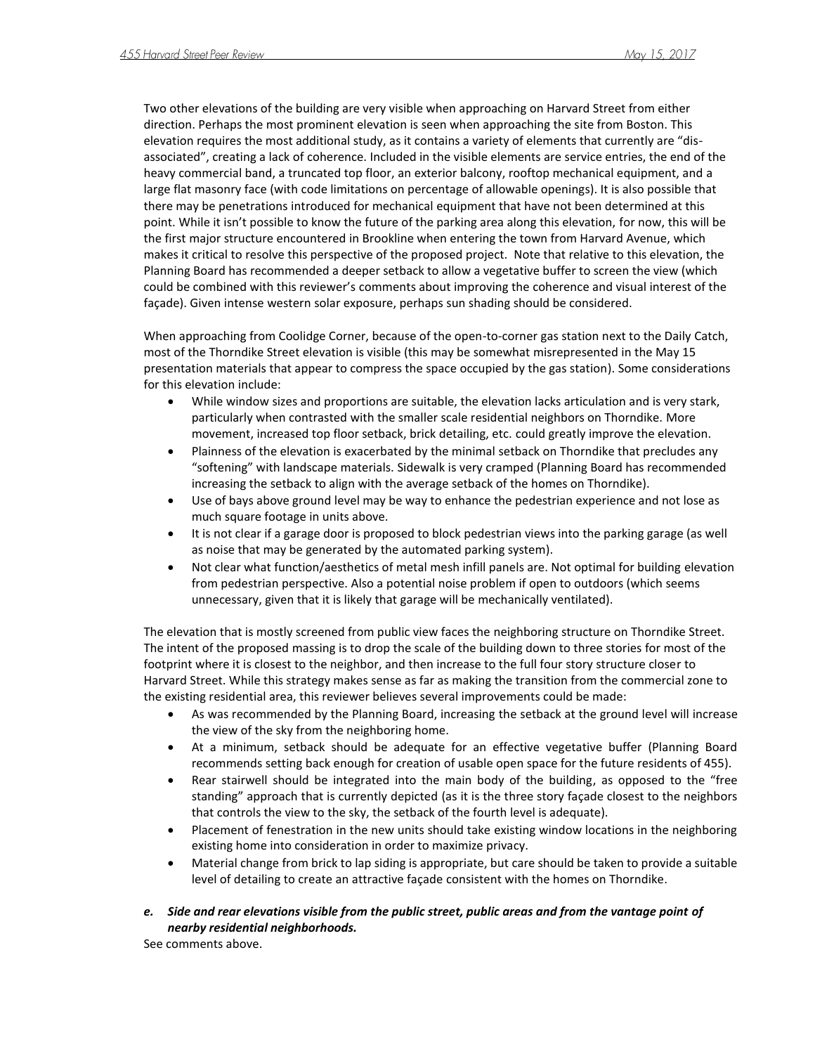Two other elevations of the building are very visible when approaching on Harvard Street from either direction. Perhaps the most prominent elevation is seen when approaching the site from Boston. This elevation requires the most additional study, as it contains a variety of elements that currently are "dis-associated", creating a lack of coherence. Included in the visible elements are service entries, the end of the heavy commercial band, a truncated top floor, an exterior balcony, rooftop mechanical equipment, and a large flat masonry face (with code limitations on percentage of allowable openings). It is also possible that there may be penetrations introduced for mechanical equipment that have not been determined at this point. While it isn't possible to know the future of the parking area along this elevation, for now, this will be the first major structure encountered in Brookline when entering the town from Harvard Avenue, which makes it critical to resolve this perspective of the proposed project. Note that relative to this elevation, the Planning Board has recommended a deeper setback to allow a vegetative buffer to screen the view (which could be combined with this reviewer's comments about improving the coherence and visual interest of the façade). Given intense western solar exposure, perhaps sun shading should be considered.

When approaching from Coolidge Corner, because of the open-to-corner gas station next to the Daily Catch, most of the Thorndike Street elevation is visible (this may be somewhat misrepresented in the May 15 presentation materials that appear to compress the space occupied by the gas station). Some considerations for this elevation include:

- While window sizes and proportions are suitable, the elevation lacks articulation and is very stark, particularly when contrasted with the smaller scale residential neighbors on Thorndike. More movement, increased top floor setback, brick detailing, etc. could greatly improve the elevation.
- Plainness of the elevation is exacerbated by the minimal setback on Thorndike that precludes any "softening" with landscape materials. Sidewalk is very cramped (Planning Board has recommended increasing the setback to align with the average setback of the homes on Thorndike).
- Use of bays above ground level may be way to enhance the pedestrian experience and not lose as much square footage in units above.
- It is not clear if a garage door is proposed to block pedestrian views into the parking garage (as well as noise that may be generated by the automated parking system).
- Not clear what function/aesthetics of metal mesh infill panels are. Not optimal for building elevation from pedestrian perspective. Also a potential noise problem if open to outdoors (which seems unnecessary, given that it is likely that garage will be mechanically ventilated).

The elevation that is mostly screened from public view faces the neighboring structure on Thorndike Street. The intent of the proposed massing is to drop the scale of the building down to three stories for most of the footprint where it is closest to the neighbor, and then increase to the full four story structure closer to Harvard Street. While this strategy makes sense as far as making the transition from the commercial zone to the existing residential area, this reviewer believes several improvements could be made:

- As was recommended by the Planning Board, increasing the setback at the ground level will increase the view of the sky from the neighboring home.
- At a minimum, setback should be adequate for an effective vegetative buffer (Planning Board recommends setting back enough for creation of usable open space for the future residents of 455).
- Rear stairwell should be integrated into the main body of the building, as opposed to the "free standing" approach that is currently depicted (as it is the three story façade closest to the neighbors that controls the view to the sky, the setback of the fourth level is adequate).
- Placement of fenestration in the new units should take existing window locations in the neighboring existing home into consideration in order to maximize privacy.
- Material change from brick to lap siding is appropriate, but care should be taken to provide a suitable level of detailing to create an attractive façade consistent with the homes on Thorndike.

***e. Side and rear elevations visible from the public street, public areas and from the vantage point of nearby residential neighborhoods.***

See comments above.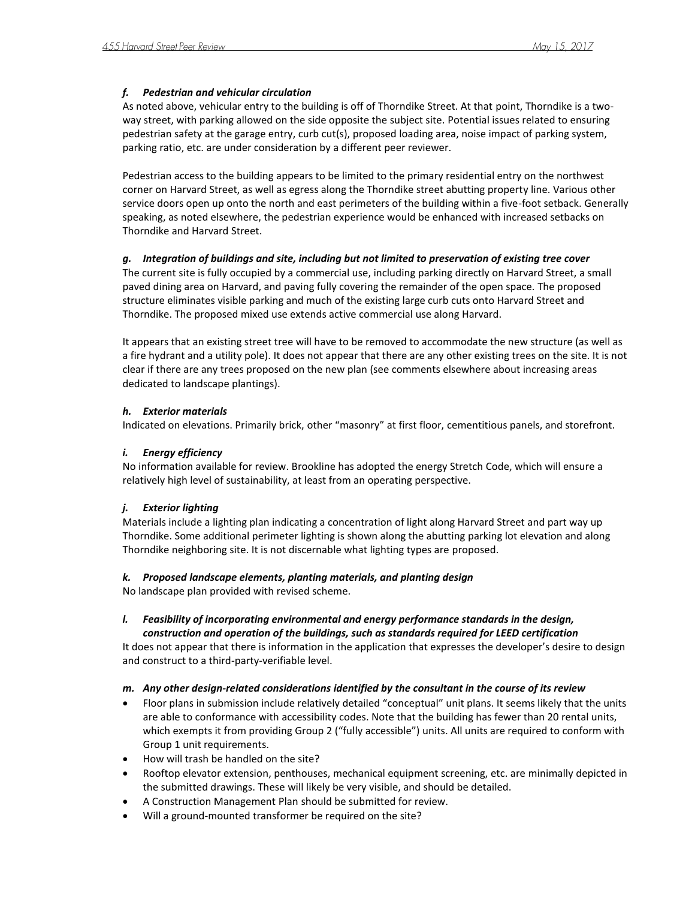### *f. Pedestrian and vehicular circulation*

As noted above, vehicular entry to the building is off of Thorndike Street. At that point, Thorndike is a two-way street, with parking allowed on the side opposite the subject site. Potential issues related to ensuring pedestrian safety at the garage entry, curb cut(s), proposed loading area, noise impact of parking system, parking ratio, etc. are under consideration by a different peer reviewer.

Pedestrian access to the building appears to be limited to the primary residential entry on the northwest corner on Harvard Street, as well as egress along the Thorndike street abutting property line. Various other service doors open up onto the north and east perimeters of the building within a five-foot setback. Generally speaking, as noted elsewhere, the pedestrian experience would be enhanced with increased setbacks on Thorndike and Harvard Street.

### *g. Integration of buildings and site, including but not limited to preservation of existing tree cover*

The current site is fully occupied by a commercial use, including parking directly on Harvard Street, a small paved dining area on Harvard, and paving fully covering the remainder of the open space. The proposed structure eliminates visible parking and much of the existing large curb cuts onto Harvard Street and Thorndike. The proposed mixed use extends active commercial use along Harvard.

It appears that an existing street tree will have to be removed to accommodate the new structure (as well as a fire hydrant and a utility pole). It does not appear that there are any other existing trees on the site. It is not clear if there are any trees proposed on the new plan (see comments elsewhere about increasing areas dedicated to landscape plantings).

### *h. Exterior materials*

Indicated on elevations. Primarily brick, other "masonry" at first floor, cementitious panels, and storefront.

### *i. Energy efficiency*

No information available for review. Brookline has adopted the energy Stretch Code, which will ensure a relatively high level of sustainability, at least from an operating perspective.

### *j. Exterior lighting*

Materials include a lighting plan indicating a concentration of light along Harvard Street and part way up Thorndike. Some additional perimeter lighting is shown along the abutting parking lot elevation and along Thorndike neighboring site. It is not discernable what lighting types are proposed.

### *k. Proposed landscape elements, planting materials, and planting design*

No landscape plan provided with revised scheme.

### *l. Feasibility of incorporating environmental and energy performance standards in the design, construction and operation of the buildings, such as standards required for LEED certification*

It does not appear that there is information in the application that expresses the developer's desire to design and construct to a third-party-verifiable level.

### *m. Any other design-related considerations identified by the consultant in the course of its review*

- Floor plans in submission include relatively detailed "conceptual" unit plans. It seems likely that the units are able to conformance with accessibility codes. Note that the building has fewer than 20 rental units, which exempts it from providing Group 2 ("fully accessible") units. All units are required to conform with Group 1 unit requirements.
- How will trash be handled on the site?
- Rooftop elevator extension, penthouses, mechanical equipment screening, etc. are minimally depicted in the submitted drawings. These will likely be very visible, and should be detailed.
- A Construction Management Plan should be submitted for review.
- Will a ground-mounted transformer be required on the site?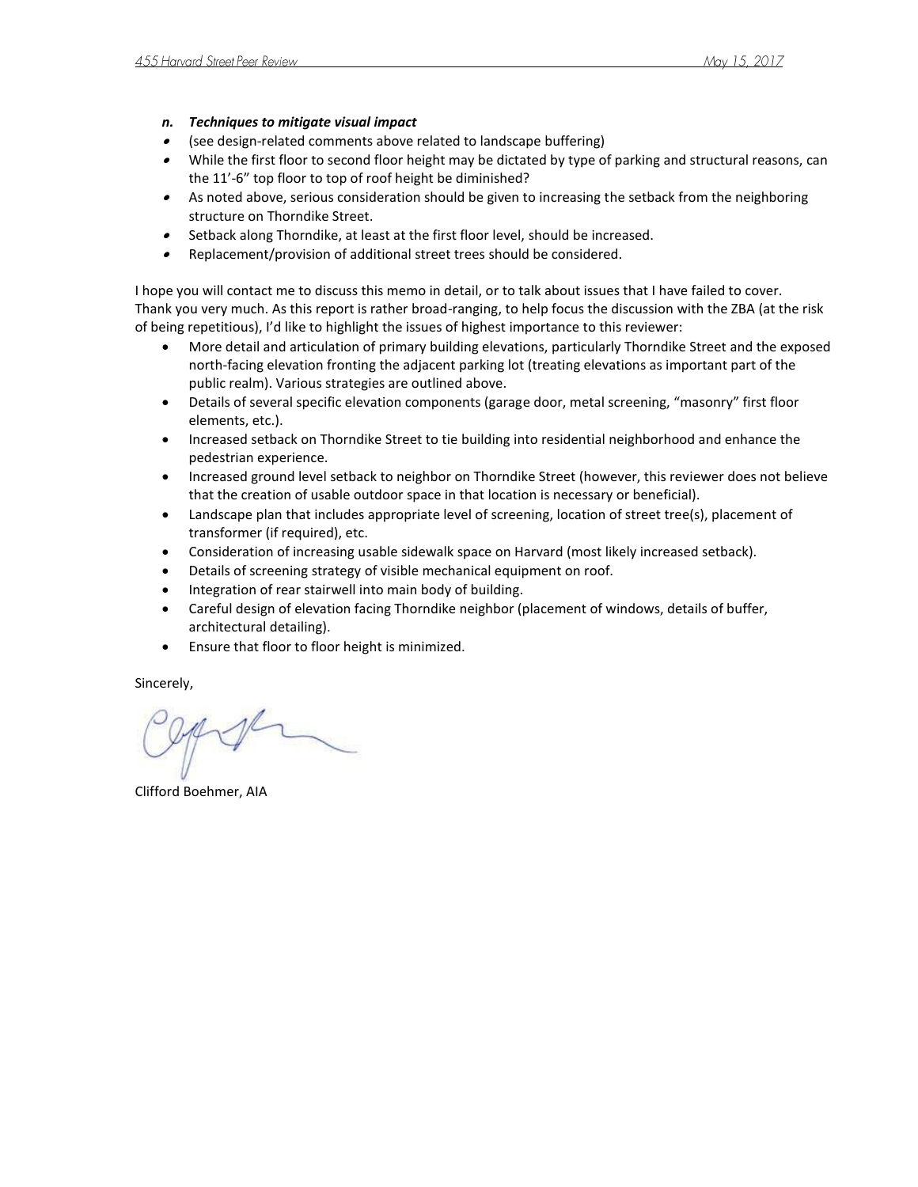***n. Techniques to mitigate visual impact***

- (see design-related comments above related to landscape buffering)
- While the first floor to second floor height may be dictated by type of parking and structural reasons, can the 11'-6" top floor to top of roof height be diminished?
- As noted above, serious consideration should be given to increasing the setback from the neighboring structure on Thorndike Street.
- Setback along Thorndike, at least at the first floor level, should be increased.
- Replacement/provision of additional street trees should be considered.

I hope you will contact me to discuss this memo in detail, or to talk about issues that I have failed to cover. Thank you very much. As this report is rather broad-ranging, to help focus the discussion with the ZBA (at the risk of being repetitious), I'd like to highlight the issues of highest importance to this reviewer:

- More detail and articulation of primary building elevations, particularly Thorndike Street and the exposed north-facing elevation fronting the adjacent parking lot (treating elevations as important part of the public realm). Various strategies are outlined above.
- Details of several specific elevation components (garage door, metal screening, "masonry" first floor elements, etc.).
- Increased setback on Thorndike Street to tie building into residential neighborhood and enhance the pedestrian experience.
- Increased ground level setback to neighbor on Thorndike Street (however, this reviewer does not believe that the creation of usable outdoor space in that location is necessary or beneficial).
- Landscape plan that includes appropriate level of screening, location of street tree(s), placement of transformer (if required), etc.
- Consideration of increasing usable sidewalk space on Harvard (most likely increased setback).
- Details of screening strategy of visible mechanical equipment on roof.
- Integration of rear stairwell into main body of building.
- Careful design of elevation facing Thorndike neighbor (placement of windows, details of buffer, architectural detailing).
- Ensure that floor to floor height is minimized.

Sincerely,

Clifford Boehmer, AIA